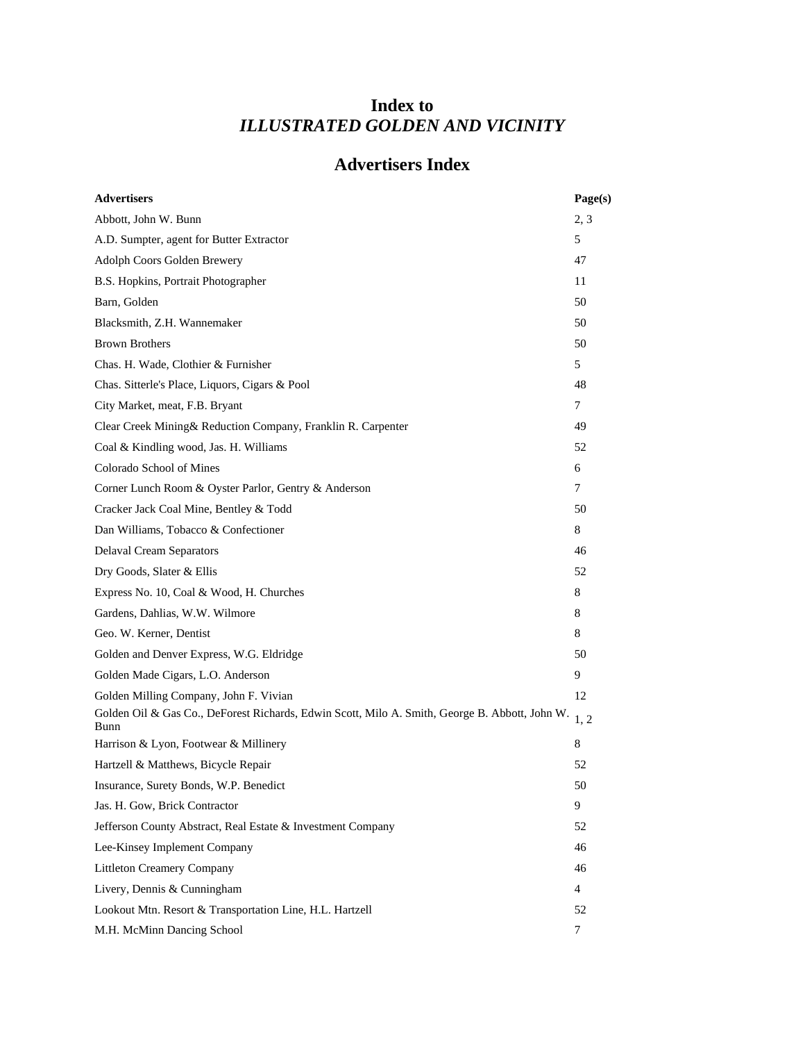# Index to
# *ILLUSTRATED GOLDEN AND VICINITY*

## Advertisers Index

| Advertisers | Page(s) |
|---|---|
| Abbott, John W. Bunn | 2, 3 |
| A.D. Sumpter, agent for Butter Extractor | 5 |
| Adolph Coors Golden Brewery | 47 |
| B.S. Hopkins, Portrait Photographer | 11 |
| Barn, Golden | 50 |
| Blacksmith, Z.H. Wannemaker | 50 |
| Brown Brothers | 50 |
| Chas. H. Wade, Clothier & Furnisher | 5 |
| Chas. Sitterle's Place, Liquors, Cigars & Pool | 48 |
| City Market, meat, F.B. Bryant | 7 |
| Clear Creek Mining& Reduction Company, Franklin R. Carpenter | 49 |
| Coal & Kindling wood, Jas. H. Williams | 52 |
| Colorado School of Mines | 6 |
| Corner Lunch Room & Oyster Parlor, Gentry & Anderson | 7 |
| Cracker Jack Coal Mine, Bentley & Todd | 50 |
| Dan Williams, Tobacco & Confectioner | 8 |
| Delaval Cream Separators | 46 |
| Dry Goods, Slater & Ellis | 52 |
| Express No. 10, Coal & Wood, H. Churches | 8 |
| Gardens, Dahlias, W.W. Wilmore | 8 |
| Geo. W. Kerner, Dentist | 8 |
| Golden and Denver Express, W.G. Eldridge | 50 |
| Golden Made Cigars, L.O. Anderson | 9 |
| Golden Milling Company, John F. Vivian | 12 |
| Golden Oil & Gas Co., DeForest Richards, Edwin Scott, Milo A. Smith, George B. Abbott, John W. Bunn | 1, 2 |
| Harrison & Lyon, Footwear & Millinery | 8 |
| Hartzell & Matthews, Bicycle Repair | 52 |
| Insurance, Surety Bonds, W.P. Benedict | 50 |
| Jas. H. Gow, Brick Contractor | 9 |
| Jefferson County Abstract, Real Estate & Investment Company | 52 |
| Lee-Kinsey Implement Company | 46 |
| Littleton Creamery Company | 46 |
| Livery, Dennis & Cunningham | 4 |
| Lookout Mtn. Resort & Transportation Line, H.L. Hartzell | 52 |
| M.H. McMinn Dancing School | 7 |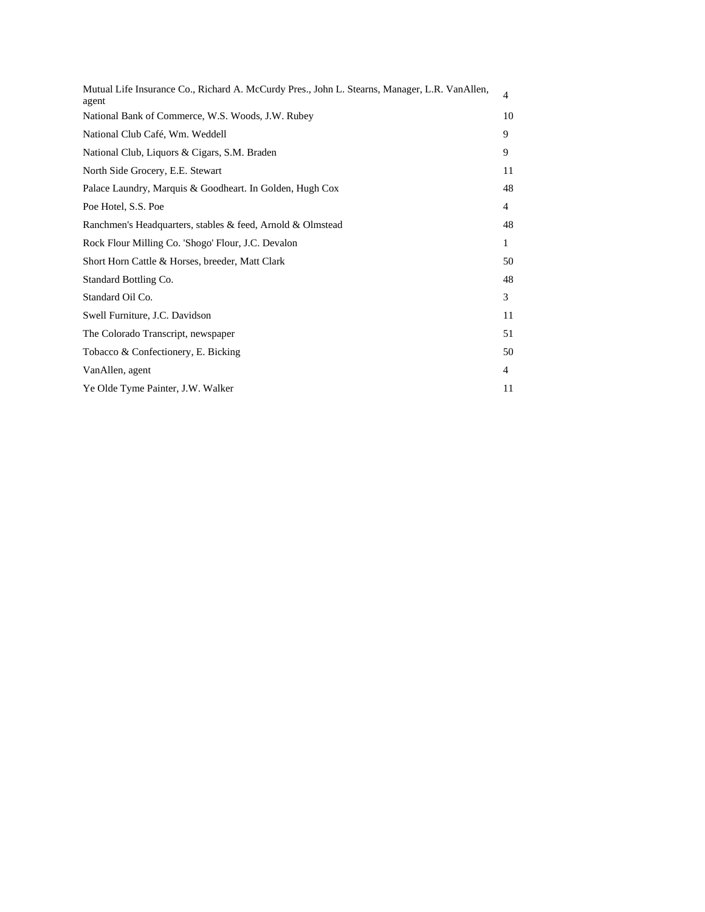| | |
|---|---|
| Mutual Life Insurance Co., Richard A. McCurdy Pres., John L. Stearns, Manager, L.R. VanAllen, agent | 4 |
| National Bank of Commerce, W.S. Woods, J.W. Rubey | 10 |
| National Club Café, Wm. Weddell | 9 |
| National Club, Liquors & Cigars, S.M. Braden | 9 |
| North Side Grocery, E.E. Stewart | 11 |
| Palace Laundry, Marquis & Goodheart. In Golden, Hugh Cox | 48 |
| Poe Hotel, S.S. Poe | 4 |
| Ranchmen's Headquarters, stables & feed, Arnold & Olmstead | 48 |
| Rock Flour Milling Co. 'Shogo' Flour, J.C. Devalon | 1 |
| Short Horn Cattle & Horses, breeder, Matt Clark | 50 |
| Standard Bottling Co. | 48 |
| Standard Oil Co. | 3 |
| Swell Furniture, J.C. Davidson | 11 |
| The Colorado Transcript, newspaper | 51 |
| Tobacco & Confectionery, E. Bicking | 50 |
| VanAllen, agent | 4 |
| Ye Olde Tyme Painter, J.W. Walker | 11 |